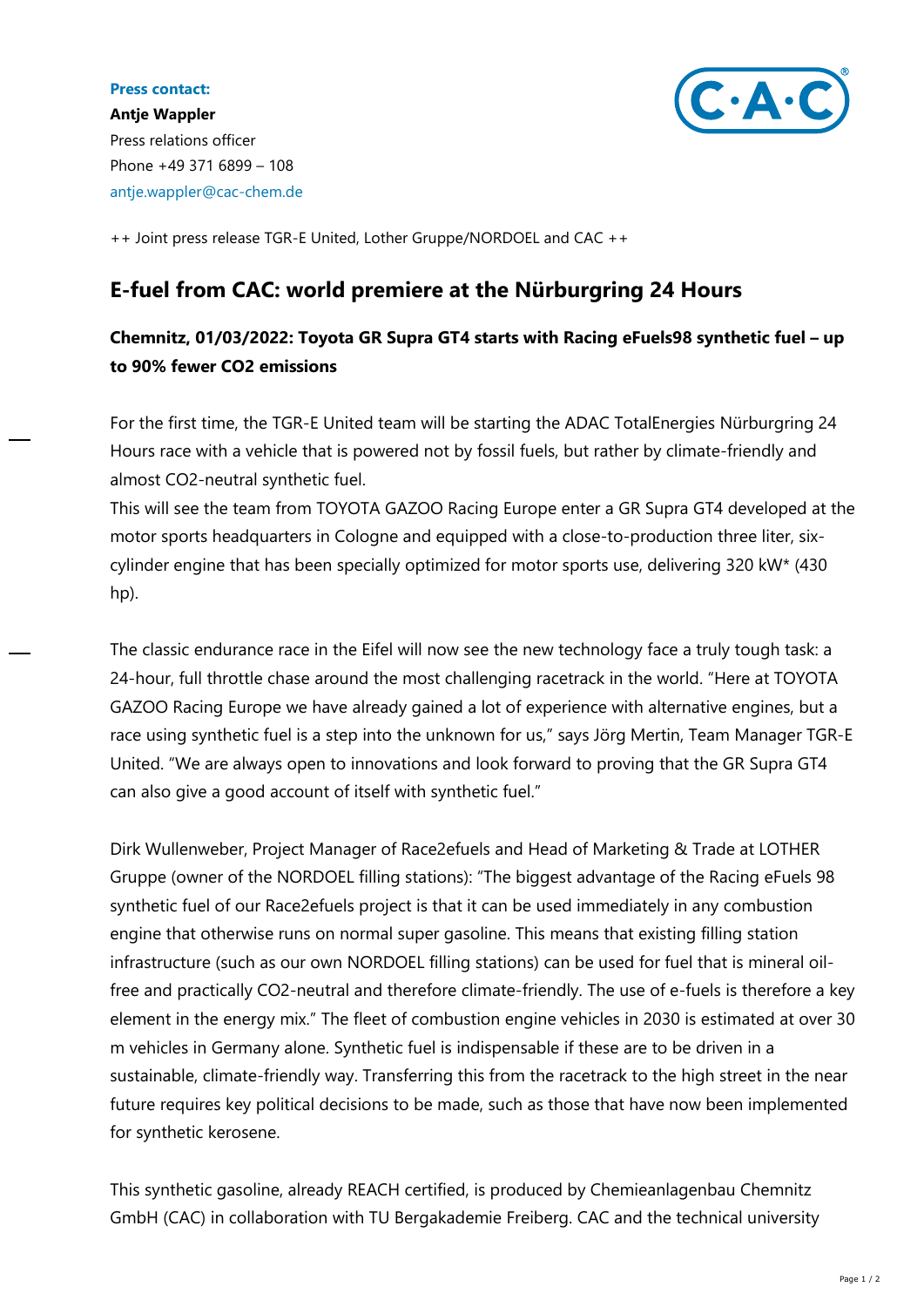**Press contact:**

**Antje Wappler**
Press relations officer
Phone +49 371 6899 – 108
antje.wappler@cac-chem.de

++ Joint press release TGR-E United, Lother Gruppe/NORDOEL and CAC ++

# E-fuel from CAC: world premiere at the Nürburgring 24 Hours

**Chemnitz, 01/03/2022: Toyota GR Supra GT4 starts with Racing eFuels98 synthetic fuel – up to 90% fewer CO2 emissions**

For the first time, the TGR-E United team will be starting the ADAC TotalEnergies Nürburgring 24 Hours race with a vehicle that is powered not by fossil fuels, but rather by climate-friendly and almost CO2-neutral synthetic fuel.
This will see the team from TOYOTA GAZOO Racing Europe enter a GR Supra GT4 developed at the motor sports headquarters in Cologne and equipped with a close-to-production three liter, six-cylinder engine that has been specially optimized for motor sports use, delivering 320 kW* (430 hp).

The classic endurance race in the Eifel will now see the new technology face a truly tough task: a 24-hour, full throttle chase around the most challenging racetrack in the world. "Here at TOYOTA GAZOO Racing Europe we have already gained a lot of experience with alternative engines, but a race using synthetic fuel is a step into the unknown for us," says Jörg Mertin, Team Manager TGR-E United. "We are always open to innovations and look forward to proving that the GR Supra GT4 can also give a good account of itself with synthetic fuel."

Dirk Wullenweber, Project Manager of Race2efuels and Head of Marketing & Trade at LOTHER Gruppe (owner of the NORDOEL filling stations): "The biggest advantage of the Racing eFuels 98 synthetic fuel of our Race2efuels project is that it can be used immediately in any combustion engine that otherwise runs on normal super gasoline. This means that existing filling station infrastructure (such as our own NORDOEL filling stations) can be used for fuel that is mineral oil-free and practically CO2-neutral and therefore climate-friendly. The use of e-fuels is therefore a key element in the energy mix." The fleet of combustion engine vehicles in 2030 is estimated at over 30 m vehicles in Germany alone. Synthetic fuel is indispensable if these are to be driven in a sustainable, climate-friendly way. Transferring this from the racetrack to the high street in the near future requires key political decisions to be made, such as those that have now been implemented for synthetic kerosene.

This synthetic gasoline, already REACH certified, is produced by Chemieanlagenbau Chemnitz GmbH (CAC) in collaboration with TU Bergakademie Freiberg. CAC and the technical university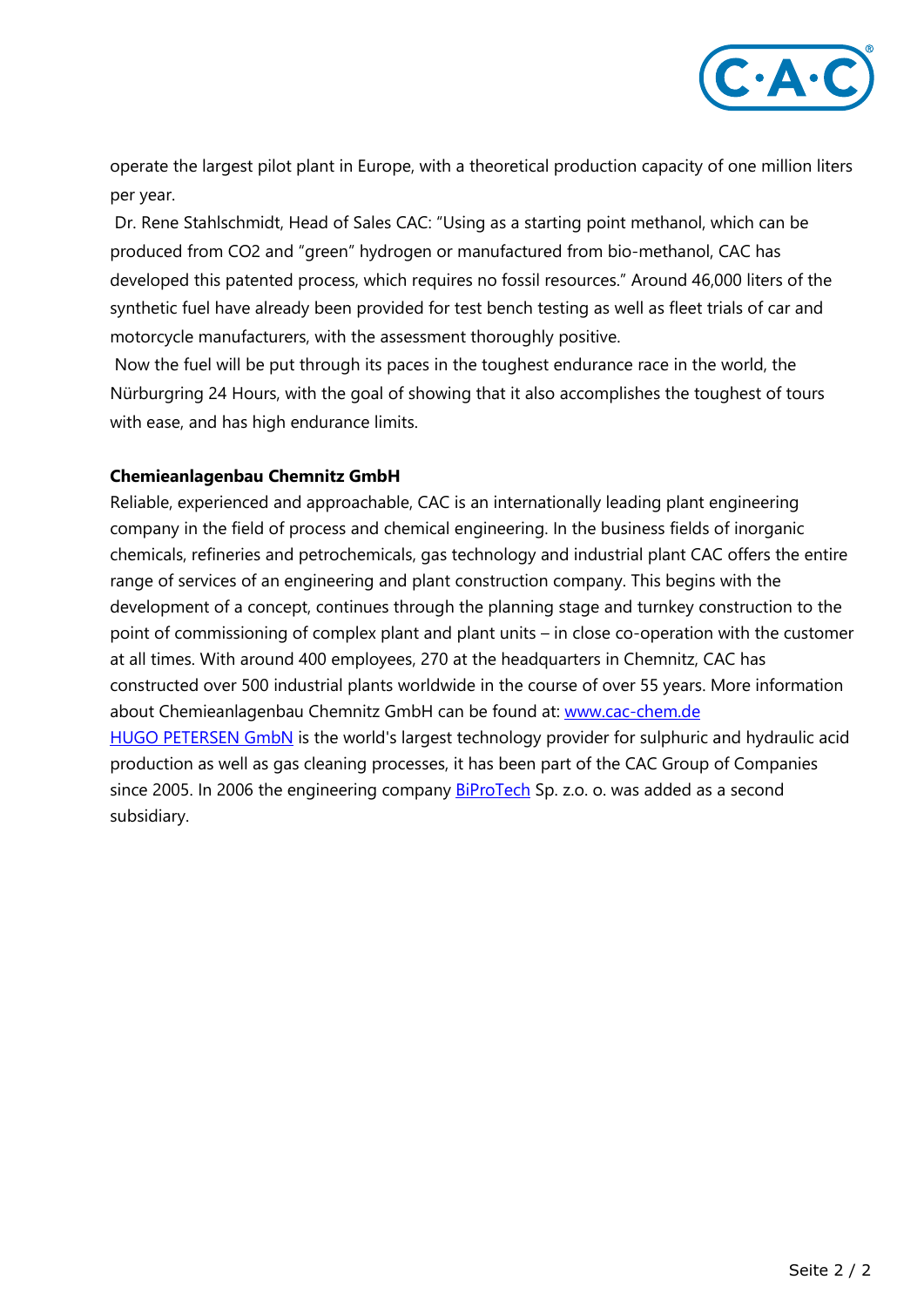operate the largest pilot plant in Europe, with a theoretical production capacity of one million liters per year.

Dr. Rene Stahlschmidt, Head of Sales CAC: "Using as a starting point methanol, which can be produced from $CO_2$ and "green" hydrogen or manufactured from bio-methanol, CAC has developed this patented process, which requires no fossil resources." Around 46,000 liters of the synthetic fuel have already been provided for test bench testing as well as fleet trials of car and motorcycle manufacturers, with the assessment thoroughly positive.

Now the fuel will be put through its paces in the toughest endurance race in the world, the Nürburgring 24 Hours, with the goal of showing that it also accomplishes the toughest of tours with ease, and has high endurance limits.

**Chemieanlagenbau Chemnitz GmbH**

Reliable, experienced and approachable, CAC is an internationally leading plant engineering company in the field of process and chemical engineering. In the business fields of inorganic chemicals, refineries and petrochemicals, gas technology and industrial plant CAC offers the entire range of services of an engineering and plant construction company. This begins with the development of a concept, continues through the planning stage and turnkey construction to the point of commissioning of complex plant and plant units – in close co-operation with the customer at all times. With around 400 employees, 270 at the headquarters in Chemnitz, CAC has constructed over 500 industrial plants worldwide in the course of over 55 years. More information about Chemieanlagenbau Chemnitz GmbH can be found at: [www.cac-chem.de](http://www.cac-chem.de)

[HUGO PETERSEN GmbN]() is the world's largest technology provider for sulphuric and hydraulic acid production as well as gas cleaning processes, it has been part of the CAC Group of Companies since 2005. In 2006 the engineering company [BiProTech]() Sp. z.o. o. was added as a second subsidiary.